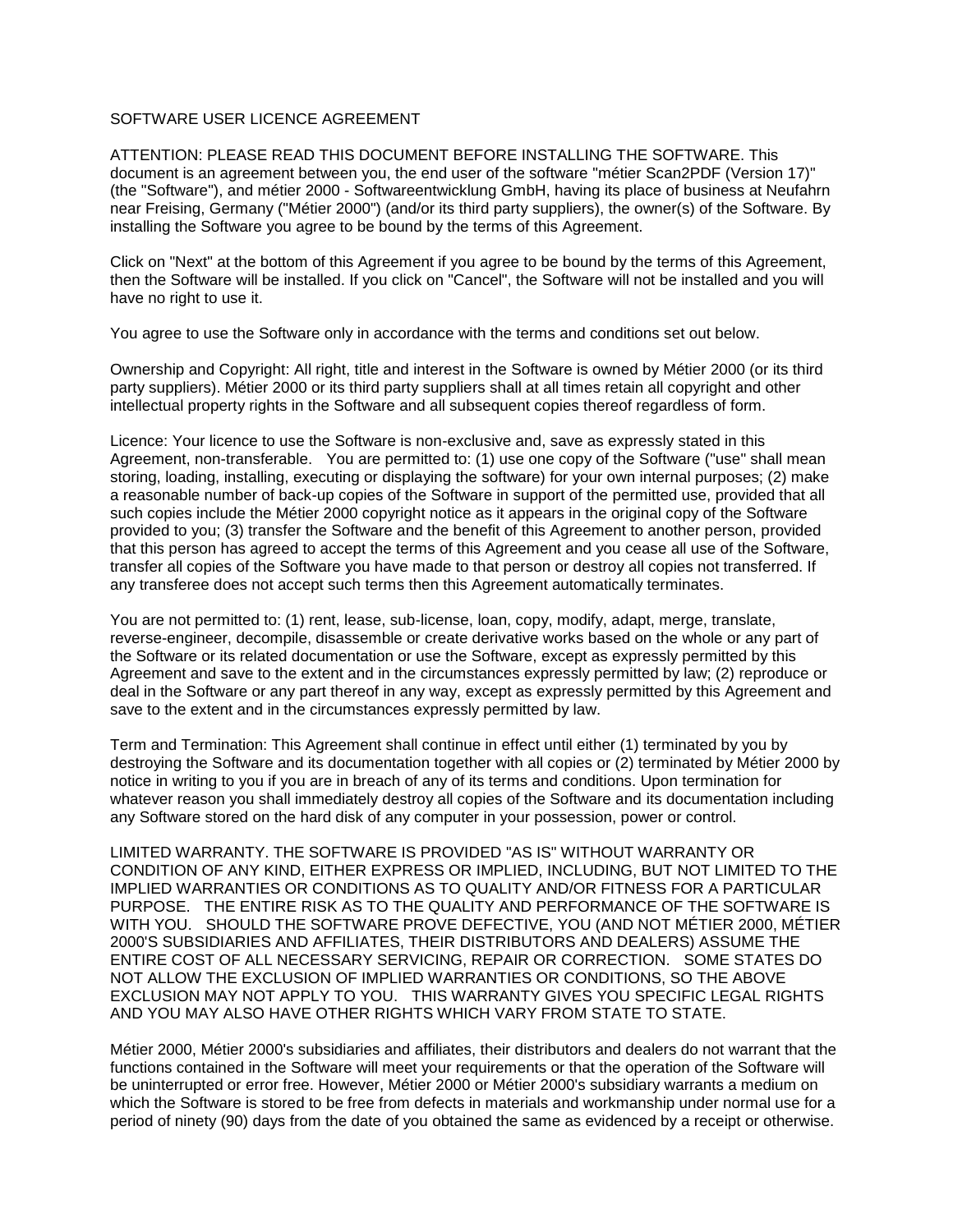# SOFTWARE USER LICENCE AGREEMENT

ATTENTION: PLEASE READ THIS DOCUMENT BEFORE INSTALLING THE SOFTWARE. This document is an agreement between you, the end user of the software "métier Scan2PDF (Version 17)" (the "Software"), and métier 2000 - Softwareentwicklung GmbH, having its place of business at Neufahrn near Freising, Germany ("Métier 2000") (and/or its third party suppliers), the owner(s) of the Software. By installing the Software you agree to be bound by the terms of this Agreement.

Click on "Next" at the bottom of this Agreement if you agree to be bound by the terms of this Agreement, then the Software will be installed. If you click on "Cancel", the Software will not be installed and you will have no right to use it.

You agree to use the Software only in accordance with the terms and conditions set out below.

Ownership and Copyright: All right, title and interest in the Software is owned by Métier 2000 (or its third party suppliers). Métier 2000 or its third party suppliers shall at all times retain all copyright and other intellectual property rights in the Software and all subsequent copies thereof regardless of form.

Licence: Your licence to use the Software is non-exclusive and, save as expressly stated in this Agreement, non-transferable. You are permitted to: (1) use one copy of the Software ("use" shall mean storing, loading, installing, executing or displaying the software) for your own internal purposes; (2) make a reasonable number of back-up copies of the Software in support of the permitted use, provided that all such copies include the Métier 2000 copyright notice as it appears in the original copy of the Software provided to you; (3) transfer the Software and the benefit of this Agreement to another person, provided that this person has agreed to accept the terms of this Agreement and you cease all use of the Software, transfer all copies of the Software you have made to that person or destroy all copies not transferred. If any transferee does not accept such terms then this Agreement automatically terminates.

You are not permitted to: (1) rent, lease, sub-license, loan, copy, modify, adapt, merge, translate, reverse-engineer, decompile, disassemble or create derivative works based on the whole or any part of the Software or its related documentation or use the Software, except as expressly permitted by this Agreement and save to the extent and in the circumstances expressly permitted by law; (2) reproduce or deal in the Software or any part thereof in any way, except as expressly permitted by this Agreement and save to the extent and in the circumstances expressly permitted by law.

Term and Termination: This Agreement shall continue in effect until either (1) terminated by you by destroying the Software and its documentation together with all copies or (2) terminated by Métier 2000 by notice in writing to you if you are in breach of any of its terms and conditions. Upon termination for whatever reason you shall immediately destroy all copies of the Software and its documentation including any Software stored on the hard disk of any computer in your possession, power or control.

LIMITED WARRANTY. THE SOFTWARE IS PROVIDED "AS IS" WITHOUT WARRANTY OR CONDITION OF ANY KIND, EITHER EXPRESS OR IMPLIED, INCLUDING, BUT NOT LIMITED TO THE IMPLIED WARRANTIES OR CONDITIONS AS TO QUALITY AND/OR FITNESS FOR A PARTICULAR PURPOSE. THE ENTIRE RISK AS TO THE QUALITY AND PERFORMANCE OF THE SOFTWARE IS WITH YOU. SHOULD THE SOFTWARE PROVE DEFECTIVE, YOU (AND NOT MÉTIER 2000, MÉTIER 2000'S SUBSIDIARIES AND AFFILIATES, THEIR DISTRIBUTORS AND DEALERS) ASSUME THE ENTIRE COST OF ALL NECESSARY SERVICING, REPAIR OR CORRECTION. SOME STATES DO NOT ALLOW THE EXCLUSION OF IMPLIED WARRANTIES OR CONDITIONS, SO THE ABOVE EXCLUSION MAY NOT APPLY TO YOU. THIS WARRANTY GIVES YOU SPECIFIC LEGAL RIGHTS AND YOU MAY ALSO HAVE OTHER RIGHTS WHICH VARY FROM STATE TO STATE.

Métier 2000, Métier 2000's subsidiaries and affiliates, their distributors and dealers do not warrant that the functions contained in the Software will meet your requirements or that the operation of the Software will be uninterrupted or error free. However, Métier 2000 or Métier 2000's subsidiary warrants a medium on which the Software is stored to be free from defects in materials and workmanship under normal use for a period of ninety (90) days from the date of you obtained the same as evidenced by a receipt or otherwise.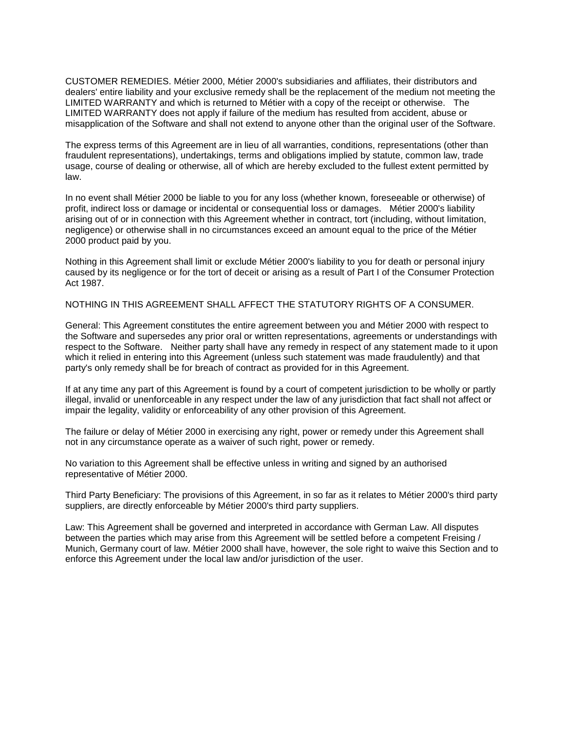CUSTOMER REMEDIES. Métier 2000, Métier 2000's subsidiaries and affiliates, their distributors and dealers' entire liability and your exclusive remedy shall be the replacement of the medium not meeting the LIMITED WARRANTY and which is returned to Métier with a copy of the receipt or otherwise. The LIMITED WARRANTY does not apply if failure of the medium has resulted from accident, abuse or misapplication of the Software and shall not extend to anyone other than the original user of the Software.

The express terms of this Agreement are in lieu of all warranties, conditions, representations (other than fraudulent representations), undertakings, terms and obligations implied by statute, common law, trade usage, course of dealing or otherwise, all of which are hereby excluded to the fullest extent permitted by law.

In no event shall Métier 2000 be liable to you for any loss (whether known, foreseeable or otherwise) of profit, indirect loss or damage or incidental or consequential loss or damages. Métier 2000's liability arising out of or in connection with this Agreement whether in contract, tort (including, without limitation, negligence) or otherwise shall in no circumstances exceed an amount equal to the price of the Métier 2000 product paid by you.

Nothing in this Agreement shall limit or exclude Métier 2000's liability to you for death or personal injury caused by its negligence or for the tort of deceit or arising as a result of Part I of the Consumer Protection Act 1987.

NOTHING IN THIS AGREEMENT SHALL AFFECT THE STATUTORY RIGHTS OF A CONSUMER.

General: This Agreement constitutes the entire agreement between you and Métier 2000 with respect to the Software and supersedes any prior oral or written representations, agreements or understandings with respect to the Software. Neither party shall have any remedy in respect of any statement made to it upon which it relied in entering into this Agreement (unless such statement was made fraudulently) and that party's only remedy shall be for breach of contract as provided for in this Agreement.

If at any time any part of this Agreement is found by a court of competent jurisdiction to be wholly or partly illegal, invalid or unenforceable in any respect under the law of any jurisdiction that fact shall not affect or impair the legality, validity or enforceability of any other provision of this Agreement.

The failure or delay of Métier 2000 in exercising any right, power or remedy under this Agreement shall not in any circumstance operate as a waiver of such right, power or remedy.

No variation to this Agreement shall be effective unless in writing and signed by an authorised representative of Métier 2000.

Third Party Beneficiary: The provisions of this Agreement, in so far as it relates to Métier 2000's third party suppliers, are directly enforceable by Métier 2000's third party suppliers.

Law: This Agreement shall be governed and interpreted in accordance with German Law. All disputes between the parties which may arise from this Agreement will be settled before a competent Freising / Munich, Germany court of law. Métier 2000 shall have, however, the sole right to waive this Section and to enforce this Agreement under the local law and/or jurisdiction of the user.